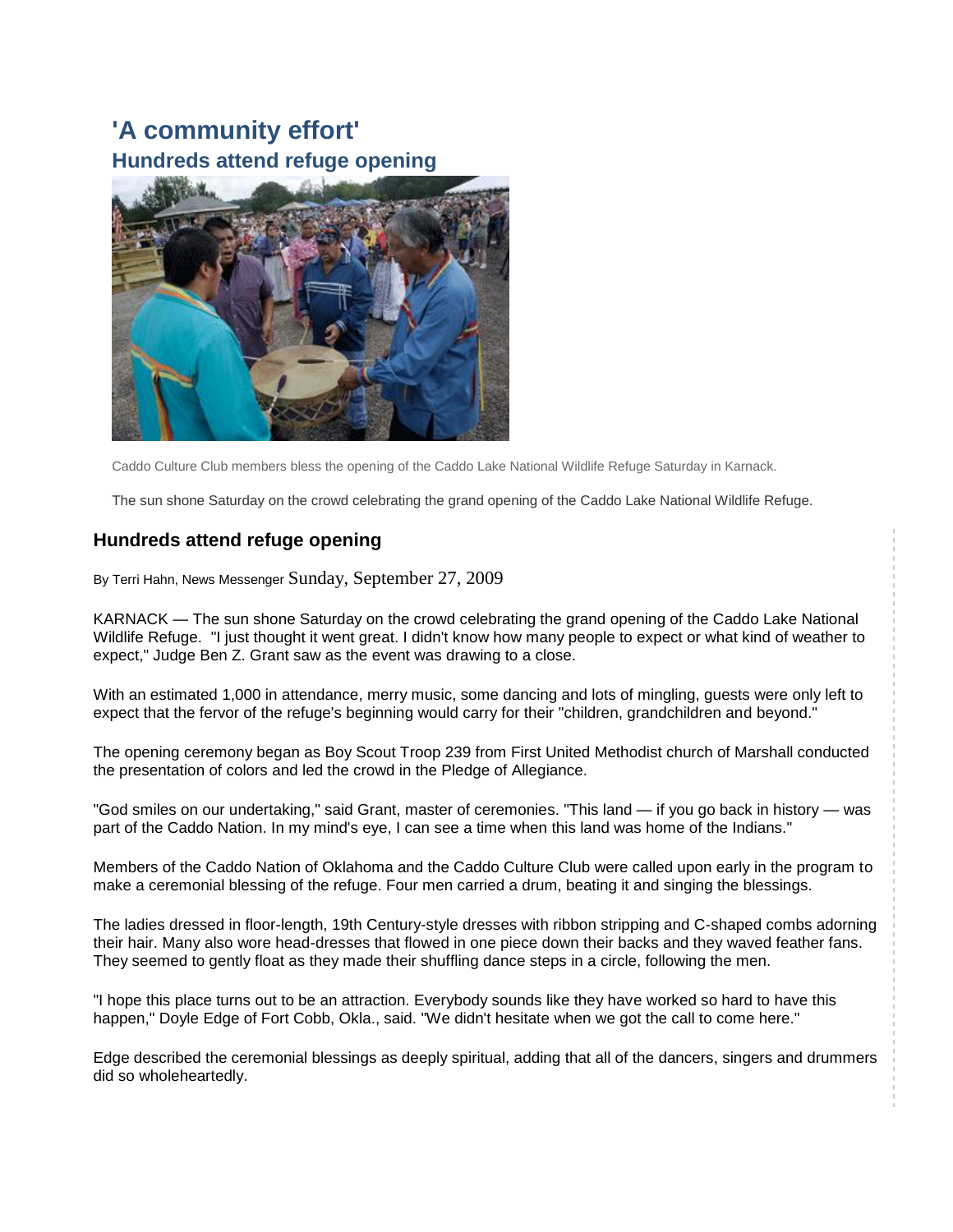# 'A community effort'

## Hundreds attend refuge opening

Caddo Culture Club members bless the opening of the Caddo Lake National Wildlife Refuge Saturday in Karnack.

The sun shone Saturday on the crowd celebrating the grand opening of the Caddo Lake National Wildlife Refuge.

### Hundreds attend refuge opening

By Terri Hahn, News Messenger Sunday, September 27, 2009

KARNACK — The sun shone Saturday on the crowd celebrating the grand opening of the Caddo Lake National Wildlife Refuge. "I just thought it went great. I didn't know how many people to expect or what kind of weather to expect," Judge Ben Z. Grant saw as the event was drawing to a close.

With an estimated 1,000 in attendance, merry music, some dancing and lots of mingling, guests were only left to expect that the fervor of the refuge's beginning would carry for their "children, grandchildren and beyond."

The opening ceremony began as Boy Scout Troop 239 from First United Methodist church of Marshall conducted the presentation of colors and led the crowd in the Pledge of Allegiance.

"God smiles on our undertaking," said Grant, master of ceremonies. "This land — if you go back in history — was part of the Caddo Nation. In my mind's eye, I can see a time when this land was home of the Indians."

Members of the Caddo Nation of Oklahoma and the Caddo Culture Club were called upon early in the program to make a ceremonial blessing of the refuge. Four men carried a drum, beating it and singing the blessings.

The ladies dressed in floor-length, 19th Century-style dresses with ribbon stripping and C-shaped combs adorning their hair. Many also wore head-dresses that flowed in one piece down their backs and they waved feather fans. They seemed to gently float as they made their shuffling dance steps in a circle, following the men.

"I hope this place turns out to be an attraction. Everybody sounds like they have worked so hard to have this happen," Doyle Edge of Fort Cobb, Okla., said. "We didn't hesitate when we got the call to come here."

Edge described the ceremonial blessings as deeply spiritual, adding that all of the dancers, singers and drummers did so wholeheartedly.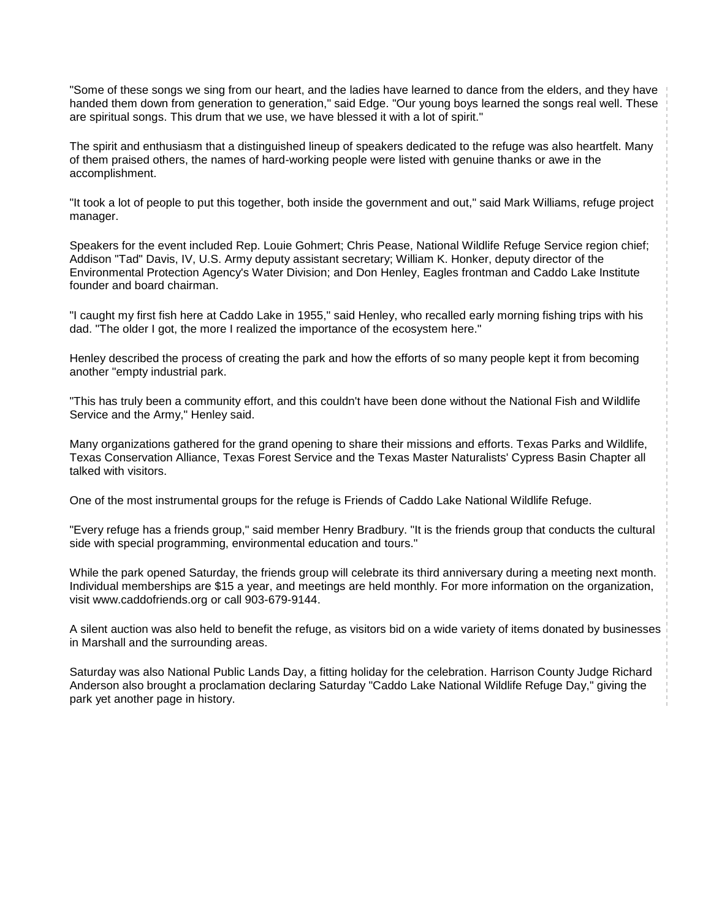"Some of these songs we sing from our heart, and the ladies have learned to dance from the elders, and they have handed them down from generation to generation," said Edge. "Our young boys learned the songs real well. These are spiritual songs. This drum that we use, we have blessed it with a lot of spirit."

The spirit and enthusiasm that a distinguished lineup of speakers dedicated to the refuge was also heartfelt. Many of them praised others, the names of hard-working people were listed with genuine thanks or awe in the accomplishment.

"It took a lot of people to put this together, both inside the government and out," said Mark Williams, refuge project manager.

Speakers for the event included Rep. Louie Gohmert; Chris Pease, National Wildlife Refuge Service region chief; Addison "Tad" Davis, IV, U.S. Army deputy assistant secretary; William K. Honker, deputy director of the Environmental Protection Agency's Water Division; and Don Henley, Eagles frontman and Caddo Lake Institute founder and board chairman.

"I caught my first fish here at Caddo Lake in 1955," said Henley, who recalled early morning fishing trips with his dad. "The older I got, the more I realized the importance of the ecosystem here."

Henley described the process of creating the park and how the efforts of so many people kept it from becoming another "empty industrial park.

"This has truly been a community effort, and this couldn't have been done without the National Fish and Wildlife Service and the Army," Henley said.

Many organizations gathered for the grand opening to share their missions and efforts. Texas Parks and Wildlife, Texas Conservation Alliance, Texas Forest Service and the Texas Master Naturalists' Cypress Basin Chapter all talked with visitors.

One of the most instrumental groups for the refuge is Friends of Caddo Lake National Wildlife Refuge.

"Every refuge has a friends group," said member Henry Bradbury. "It is the friends group that conducts the cultural side with special programming, environmental education and tours."

While the park opened Saturday, the friends group will celebrate its third anniversary during a meeting next month. Individual memberships are $15 a year, and meetings are held monthly. For more information on the organization, visit www.caddofriends.org or call 903-679-9144.

A silent auction was also held to benefit the refuge, as visitors bid on a wide variety of items donated by businesses in Marshall and the surrounding areas.

Saturday was also National Public Lands Day, a fitting holiday for the celebration. Harrison County Judge Richard Anderson also brought a proclamation declaring Saturday "Caddo Lake National Wildlife Refuge Day," giving the park yet another page in history.